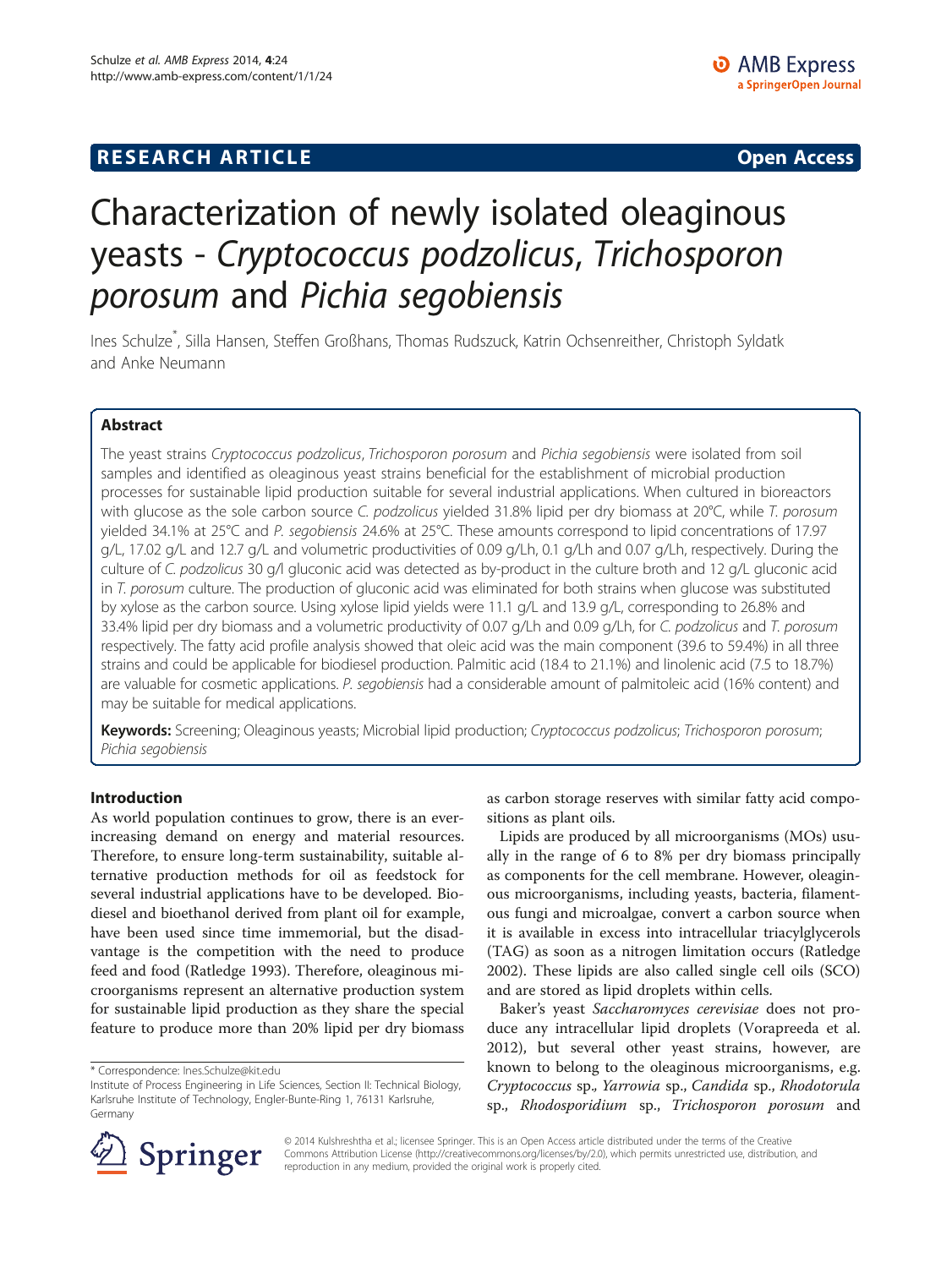**RESEARCH ARTICLE** **Open Access**

# Characterization of newly isolated oleaginous yeasts - *Cryptococcus podzolicus*, *Trichosporon porosum* and *Pichia segobiensis*

Ines Schulze*, Silla Hansen, Steffen Großhans, Thomas Rudszuck, Katrin Ochsenreither, Christoph Syldatk and Anke Neumann

## Abstract

The yeast strains *Cryptococcus podzolicus*, *Trichosporon porosum* and *Pichia segobiensis* were isolated from soil samples and identified as oleaginous yeast strains beneficial for the establishment of microbial production processes for sustainable lipid production suitable for several industrial applications. When cultured in bioreactors with glucose as the sole carbon source *C. podzolicus* yielded 31.8% lipid per dry biomass at 20°C, while *T. porosum* yielded 34.1% at 25°C and *P. segobiensis* 24.6% at 25°C. These amounts correspond to lipid concentrations of 17.97 g/L, 17.02 g/L and 12.7 g/L and volumetric productivities of 0.09 g/Lh, 0.1 g/Lh and 0.07 g/Lh, respectively. During the culture of *C. podzolicus* 30 g/l gluconic acid was detected as by-product in the culture broth and 12 g/L gluconic acid in *T. porosum* culture. The production of gluconic acid was eliminated for both strains when glucose was substituted by xylose as the carbon source. Using xylose lipid yields were 11.1 g/L and 13.9 g/L, corresponding to 26.8% and 33.4% lipid per dry biomass and a volumetric productivity of 0.07 g/Lh and 0.09 g/Lh, for *C. podzolicus* and *T. porosum* respectively. The fatty acid profile analysis showed that oleic acid was the main component (39.6 to 59.4%) in all three strains and could be applicable for biodiesel production. Palmitic acid (18.4 to 21.1%) and linolenic acid (7.5 to 18.7%) are valuable for cosmetic applications. *P. segobiensis* had a considerable amount of palmitoleic acid (16% content) and may be suitable for medical applications.

**Keywords:** Screening; Oleaginous yeasts; Microbial lipid production; *Cryptococcus podzolicus*; *Trichosporon porosum*; *Pichia segobiensis*

## Introduction

As world population continues to grow, there is an ever-increasing demand on energy and material resources. Therefore, to ensure long-term sustainability, suitable alternative production methods for oil as feedstock for several industrial applications have to be developed. Biodiesel and bioethanol derived from plant oil for example, have been used since time immemorial, but the disadvantage is the competition with the need to produce feed and food (Ratledge 1993). Therefore, oleaginous microorganisms represent an alternative production system for sustainable lipid production as they share the special feature to produce more than 20% lipid per dry biomass as carbon storage reserves with similar fatty acid compositions as plant oils.

Lipids are produced by all microorganisms (MOs) usually in the range of 6 to 8% per dry biomass principally as components for the cell membrane. However, oleaginous microorganisms, including yeasts, bacteria, filamentous fungi and microalgae, convert a carbon source when it is available in excess into intracellular triacylglycerols (TAG) as soon as a nitrogen limitation occurs (Ratledge 2002). These lipids are also called single cell oils (SCO) and are stored as lipid droplets within cells.

Baker's yeast *Saccharomyces cerevisiae* does not produce any intracellular lipid droplets (Vorapreeda et al. 2012), but several other yeast strains, however, are known to belong to the oleaginous microorganisms, e.g. *Cryptococcus* sp., *Yarrowia* sp., *Candida* sp., *Rhodotorula* sp., *Rhodosporidium* sp., *Trichosporon porosum* and

* Correspondence: Ines.Schulze@kit.edu
Institute of Process Engineering in Life Sciences, Section II: Technical Biology, Karlsruhe Institute of Technology, Engler-Bunte-Ring 1, 76131 Karlsruhe, Germany

© 2014 Kulshreshtha et al.; licensee Springer. This is an Open Access article distributed under the terms of the Creative Commons Attribution License (http://creativecommons.org/licenses/by/2.0), which permits unrestricted use, distribution, and reproduction in any medium, provided the original work is properly cited.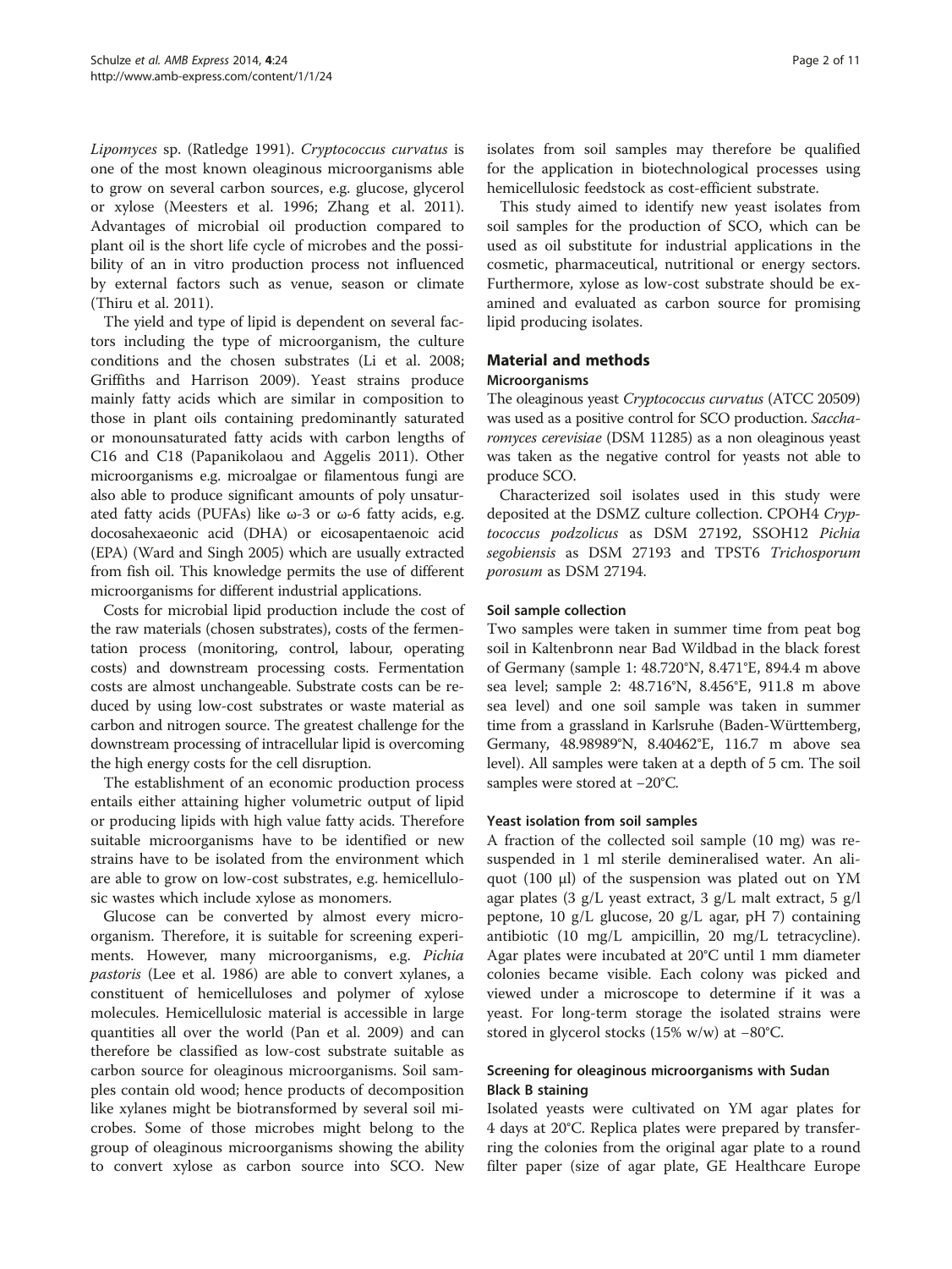*Lipomyces* sp. (Ratledge 1991). *Cryptococcus curvatus* is one of the most known oleaginous microorganisms able to grow on several carbon sources, e.g. glucose, glycerol or xylose (Meesters et al. 1996; Zhang et al. 2011). Advantages of microbial oil production compared to plant oil is the short life cycle of microbes and the possibility of an in vitro production process not influenced by external factors such as venue, season or climate (Thiru et al. 2011).

The yield and type of lipid is dependent on several factors including the type of microorganism, the culture conditions and the chosen substrates (Li et al. 2008; Griffiths and Harrison 2009). Yeast strains produce mainly fatty acids which are similar in composition to those in plant oils containing predominantly saturated or monounsaturated fatty acids with carbon lengths of C16 and C18 (Papanikolaou and Aggelis 2011). Other microorganisms e.g. microalgae or filamentous fungi are also able to produce significant amounts of poly unsaturated fatty acids (PUFAs) like ω-3 or ω-6 fatty acids, e.g. docosahexaeonic acid (DHA) or eicosapentaenoic acid (EPA) (Ward and Singh 2005) which are usually extracted from fish oil. This knowledge permits the use of different microorganisms for different industrial applications.

Costs for microbial lipid production include the cost of the raw materials (chosen substrates), costs of the fermentation process (monitoring, control, labour, operating costs) and downstream processing costs. Fermentation costs are almost unchangeable. Substrate costs can be reduced by using low-cost substrates or waste material as carbon and nitrogen source. The greatest challenge for the downstream processing of intracellular lipid is overcoming the high energy costs for the cell disruption.

The establishment of an economic production process entails either attaining higher volumetric output of lipid or producing lipids with high value fatty acids. Therefore suitable microorganisms have to be identified or new strains have to be isolated from the environment which are able to grow on low-cost substrates, e.g. hemicellulosic wastes which include xylose as monomers.

Glucose can be converted by almost every microorganism. Therefore, it is suitable for screening experiments. However, many microorganisms, e.g. *Pichia pastoris* (Lee et al. 1986) are able to convert xylanes, a constituent of hemicelluloses and polymer of xylose molecules. Hemicellulosic material is accessible in large quantities all over the world (Pan et al. 2009) and can therefore be classified as low-cost substrate suitable as carbon source for oleaginous microorganisms. Soil samples contain old wood; hence products of decomposition like xylanes might be biotransformed by several soil microbes. Some of those microbes might belong to the group of oleaginous microorganisms showing the ability to convert xylose as carbon source into SCO. New isolates from soil samples may therefore be qualified for the application in biotechnological processes using hemicellulosic feedstock as cost-efficient substrate.

This study aimed to identify new yeast isolates from soil samples for the production of SCO, which can be used as oil substitute for industrial applications in the cosmetic, pharmaceutical, nutritional or energy sectors. Furthermore, xylose as low-cost substrate should be examined and evaluated as carbon source for promising lipid producing isolates.

## Material and methods

### Microorganisms

The oleaginous yeast *Cryptococcus curvatus* (ATCC 20509) was used as a positive control for SCO production. *Saccharomyces cerevisiae* (DSM 11285) as a non oleaginous yeast was taken as the negative control for yeasts not able to produce SCO.

Characterized soil isolates used in this study were deposited at the DSMZ culture collection. CPOH4 *Cryptococcus podzolicus* as DSM 27192, SSOH12 *Pichia segobiensis* as DSM 27193 and TPST6 *Trichosporum porosum* as DSM 27194.

### Soil sample collection

Two samples were taken in summer time from peat bog soil in Kaltenbronn near Bad Wildbad in the black forest of Germany (sample 1: 48.720°N, 8.471°E, 894.4 m above sea level; sample 2: 48.716°N, 8.456°E, 911.8 m above sea level) and one soil sample was taken in summer time from a grassland in Karlsruhe (Baden-Württemberg, Germany, 48.98989°N, 8.40462°E, 116.7 m above sea level). All samples were taken at a depth of 5 cm. The soil samples were stored at −20°C.

### Yeast isolation from soil samples

A fraction of the collected soil sample (10 mg) was resuspended in 1 ml sterile demineralised water. An aliquot (100 μl) of the suspension was plated out on YM agar plates (3 g/L yeast extract, 3 g/L malt extract, 5 g/l peptone, 10 g/L glucose, 20 g/L agar, pH 7) containing antibiotic (10 mg/L ampicillin, 20 mg/L tetracycline). Agar plates were incubated at 20°C until 1 mm diameter colonies became visible. Each colony was picked and viewed under a microscope to determine if it was a yeast. For long-term storage the isolated strains were stored in glycerol stocks (15% w/w) at −80°C.

### Screening for oleaginous microorganisms with Sudan Black B staining

Isolated yeasts were cultivated on YM agar plates for 4 days at 20°C. Replica plates were prepared by transferring the colonies from the original agar plate to a round filter paper (size of agar plate, GE Healthcare Europe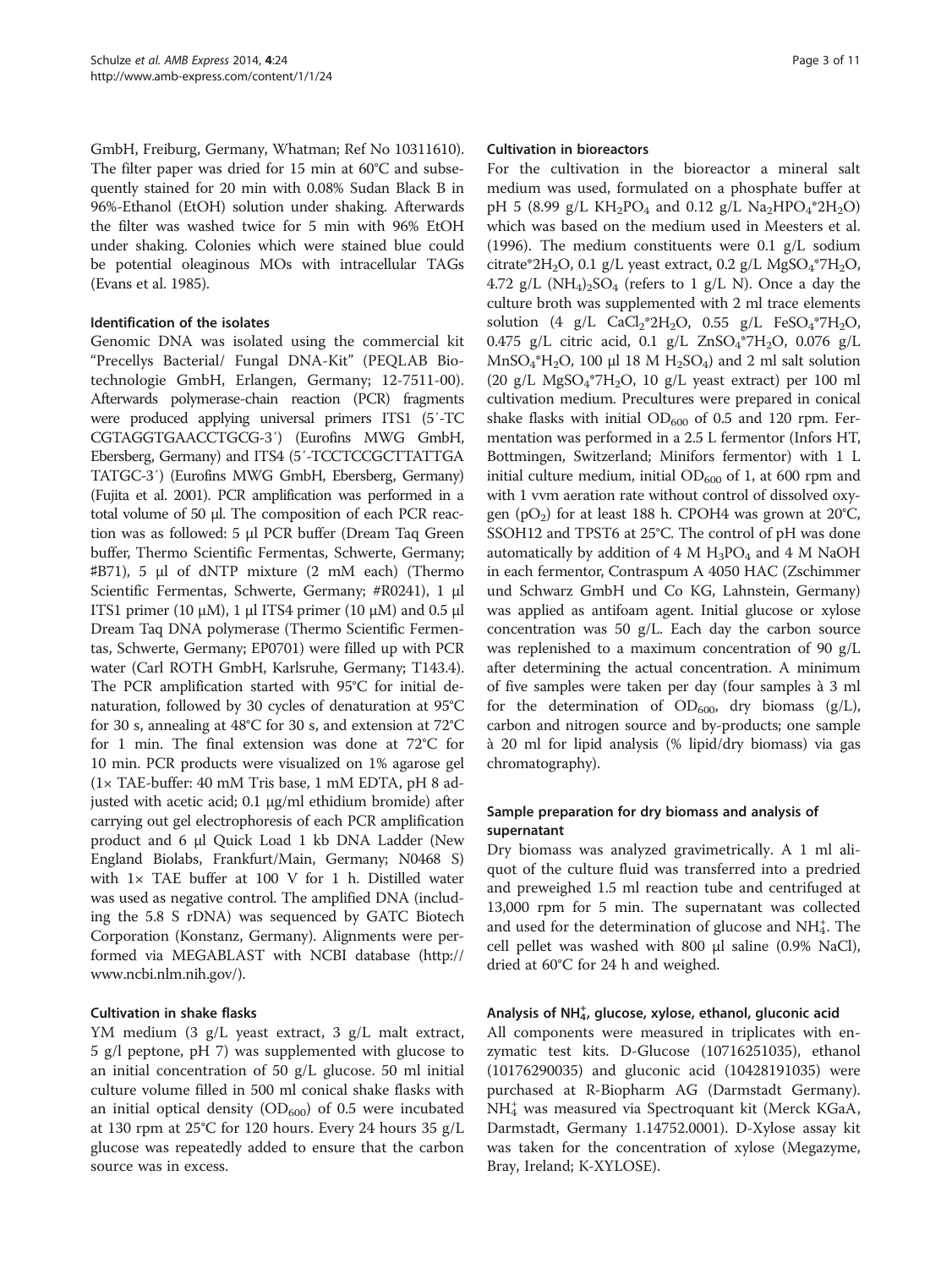GmbH, Freiburg, Germany, Whatman; Ref No 10311610). The filter paper was dried for 15 min at 60°C and subsequently stained for 20 min with 0.08% Sudan Black B in 96%-Ethanol (EtOH) solution under shaking. Afterwards the filter was washed twice for 5 min with 96% EtOH under shaking. Colonies which were stained blue could be potential oleaginous MOs with intracellular TAGs (Evans et al. 1985).

### Identification of the isolates

Genomic DNA was isolated using the commercial kit "Precellys Bacterial/ Fungal DNA-Kit" (PEQLAB Biotechnologie GmbH, Erlangen, Germany; 12-7511-00). Afterwards polymerase-chain reaction (PCR) fragments were produced applying universal primers ITS1 (5′-TCCGTAGGTGAACCTGCG-3′) (Eurofins MWG GmbH, Ebersberg, Germany) and ITS4 (5′-TCCTCCGCTTATTGATATGC-3′) (Eurofins MWG GmbH, Ebersberg, Germany) (Fujita et al. 2001). PCR amplification was performed in a total volume of 50 μl. The composition of each PCR reaction was as followed: 5 μl PCR buffer (Dream Taq Green buffer, Thermo Scientific Fermentas, Schwerte, Germany; #B71), 5 μl of dNTP mixture (2 mM each) (Thermo Scientific Fermentas, Schwerte, Germany; #R0241), 1 μl ITS1 primer (10 μM), 1 μl ITS4 primer (10 μM) and 0.5 μl Dream Taq DNA polymerase (Thermo Scientific Fermentas, Schwerte, Germany; EP0701) were filled up with PCR water (Carl ROTH GmbH, Karlsruhe, Germany; T143.4). The PCR amplification started with 95°C for initial denaturation, followed by 30 cycles of denaturation at 95°C for 30 s, annealing at 48°C for 30 s, and extension at 72°C for 1 min. The final extension was done at 72°C for 10 min. PCR products were visualized on 1% agarose gel (1× TAE-buffer: 40 mM Tris base, 1 mM EDTA, pH 8 adjusted with acetic acid; 0.1 μg/ml ethidium bromide) after carrying out gel electrophoresis of each PCR amplification product and 6 μl Quick Load 1 kb DNA Ladder (New England Biolabs, Frankfurt/Main, Germany; N0468 S) with 1× TAE buffer at 100 V for 1 h. Distilled water was used as negative control. The amplified DNA (including the 5.8 S rDNA) was sequenced by GATC Biotech Corporation (Konstanz, Germany). Alignments were performed via MEGABLAST with NCBI database (http://www.ncbi.nlm.nih.gov/).

### Cultivation in shake flasks

YM medium (3 g/L yeast extract, 3 g/L malt extract, 5 g/l peptone, pH 7) was supplemented with glucose to an initial concentration of 50 g/L glucose. 50 ml initial culture volume filled in 500 ml conical shake flasks with an initial optical density ($OD_{600}$) of 0.5 were incubated at 130 rpm at 25°C for 120 hours. Every 24 hours 35 g/L glucose was repeatedly added to ensure that the carbon source was in excess.

### Cultivation in bioreactors

For the cultivation in the bioreactor a mineral salt medium was used, formulated on a phosphate buffer at pH 5 (8.99 g/L $KH_2PO_4$ and 0.12 g/L $Na_2HPO_4$*$2H_2O$) which was based on the medium used in Meesters et al. (1996). The medium constituents were 0.1 g/L sodium citrate*$2H_2O$, 0.1 g/L yeast extract, 0.2 g/L $MgSO_4$*$7H_2O$, 4.72 g/L $(NH_4)_2SO_4$ (refers to 1 g/L N). Once a day the culture broth was supplemented with 2 ml trace elements solution (4 g/L $CaCl_2$*$2H_2O$, 0.55 g/L $FeSO_4$*$7H_2O$, 0.475 g/L citric acid, 0.1 g/L $ZnSO_4$*$7H_2O$, 0.076 g/L $MnSO_4$*$H_2O$, 100 μl 18 M $H_2SO_4$) and 2 ml salt solution (20 g/L $MgSO_4$*$7H_2O$, 10 g/L yeast extract) per 100 ml cultivation medium. Precultures were prepared in conical shake flasks with initial $OD_{600}$ of 0.5 and 120 rpm. Fermentation was performed in a 2.5 L fermentor (Infors HT, Bottmingen, Switzerland; Minifors fermentor) with 1 L initial culture medium, initial $OD_{600}$ of 1, at 600 rpm and with 1 vvm aeration rate without control of dissolved oxygen ($pO_2$) for at least 188 h. CPOH4 was grown at 20°C, SSOH12 and TPST6 at 25°C. The control of pH was done automatically by addition of 4 M $H_3PO_4$ and 4 M NaOH in each fermentor, Contraspum A 4050 HAC (Zschimmer und Schwarz GmbH und Co KG, Lahnstein, Germany) was applied as antifoam agent. Initial glucose or xylose concentration was 50 g/L. Each day the carbon source was replenished to a maximum concentration of 90 g/L after determining the actual concentration. A minimum of five samples were taken per day (four samples à 3 ml for the determination of $OD_{600}$, dry biomass (g/L), carbon and nitrogen source and by-products; one sample à 20 ml for lipid analysis (% lipid/dry biomass) via gas chromatography).

### Sample preparation for dry biomass and analysis of supernatant

Dry biomass was analyzed gravimetrically. A 1 ml aliquot of the culture fluid was transferred into a predried and preweighed 1.5 ml reaction tube and centrifuged at 13,000 rpm for 5 min. The supernatant was collected and used for the determination of glucose and $NH_4^+$. The cell pellet was washed with 800 μl saline (0.9% NaCl), dried at 60°C for 24 h and weighed.

### Analysis of $NH_4^+$, glucose, xylose, ethanol, gluconic acid

All components were measured in triplicates with enzymatic test kits. D-Glucose (10716251035), ethanol (10176290035) and gluconic acid (10428191035) were purchased at R-Biopharm AG (Darmstadt Germany). $NH_4^+$ was measured via Spectroquant kit (Merck KGaA, Darmstadt, Germany 1.14752.0001). D-Xylose assay kit was taken for the concentration of xylose (Megazyme, Bray, Ireland; K-XYLOSE).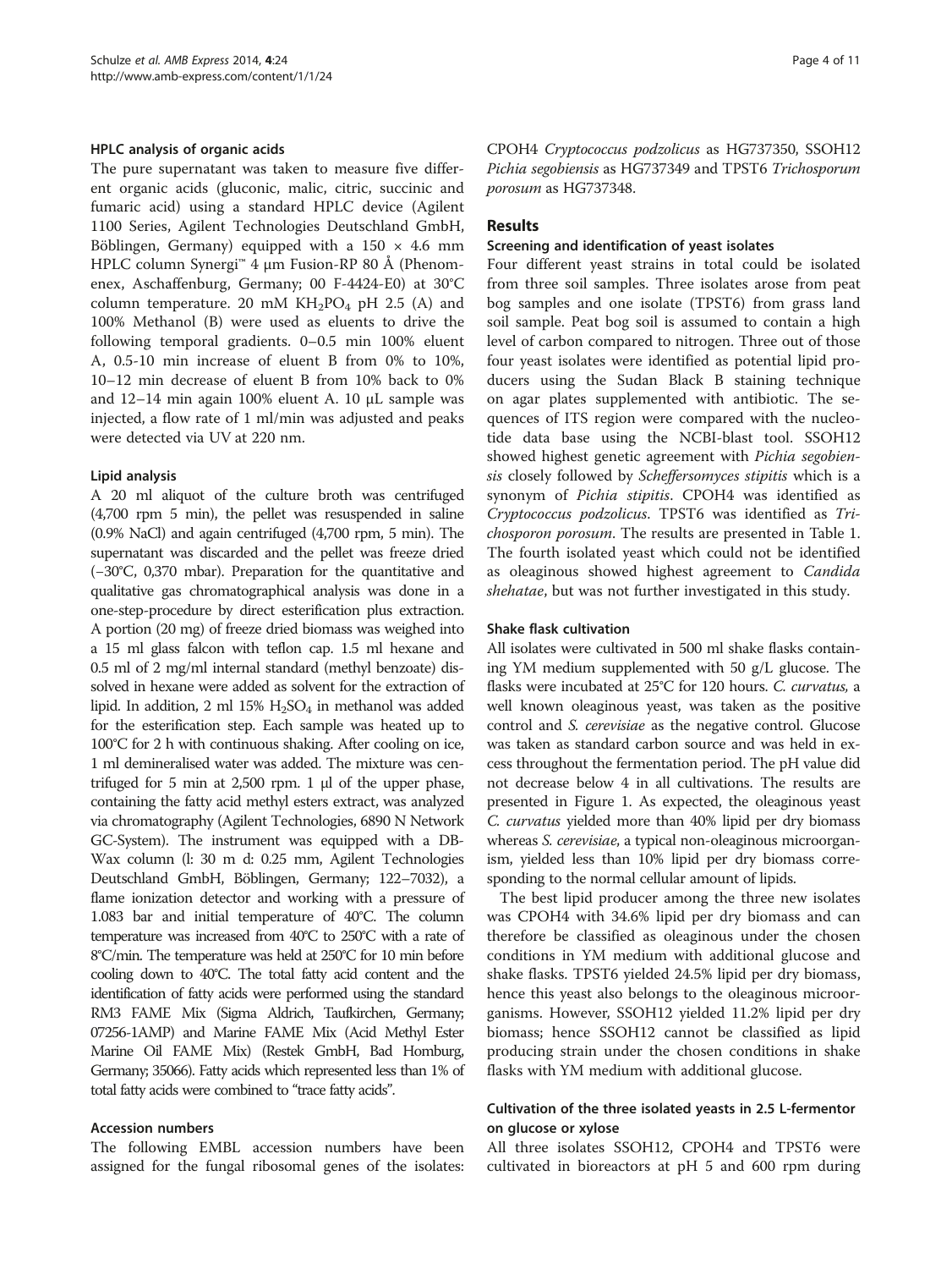### HPLC analysis of organic acids

The pure supernatant was taken to measure five different organic acids (gluconic, malic, citric, succinic and fumaric acid) using a standard HPLC device (Agilent 1100 Series, Agilent Technologies Deutschland GmbH, Böblingen, Germany) equipped with a 150 × 4.6 mm HPLC column Synergi™ 4 μm Fusion-RP 80 Å (Phenomenex, Aschaffenburg, Germany; 00 F-4424-E0) at 30°C column temperature. 20 mM $KH_2PO_4$ pH 2.5 (A) and 100% Methanol (B) were used as eluents to drive the following temporal gradients. 0–0.5 min 100% eluent A, 0.5-10 min increase of eluent B from 0% to 10%, 10–12 min decrease of eluent B from 10% back to 0% and 12–14 min again 100% eluent A. 10 μL sample was injected, a flow rate of 1 ml/min was adjusted and peaks were detected via UV at 220 nm.

### Lipid analysis

A 20 ml aliquot of the culture broth was centrifuged (4,700 rpm 5 min), the pellet was resuspended in saline (0.9% NaCl) and again centrifuged (4,700 rpm, 5 min). The supernatant was discarded and the pellet was freeze dried (−30°C, 0,370 mbar). Preparation for the quantitative and qualitative gas chromatographical analysis was done in a one-step-procedure by direct esterification plus extraction. A portion (20 mg) of freeze dried biomass was weighed into a 15 ml glass falcon with teflon cap. 1.5 ml hexane and 0.5 ml of 2 mg/ml internal standard (methyl benzoate) dissolved in hexane were added as solvent for the extraction of lipid. In addition, 2 ml 15% $H_2SO_4$ in methanol was added for the esterification step. Each sample was heated up to 100°C for 2 h with continuous shaking. After cooling on ice, 1 ml demineralised water was added. The mixture was centrifuged for 5 min at 2,500 rpm. 1 μl of the upper phase, containing the fatty acid methyl esters extract, was analyzed via chromatography (Agilent Technologies, 6890 N Network GC-System). The instrument was equipped with a DB-Wax column (l: 30 m d: 0.25 mm, Agilent Technologies Deutschland GmbH, Böblingen, Germany; 122–7032), a flame ionization detector and working with a pressure of 1.083 bar and initial temperature of 40°C. The column temperature was increased from 40°C to 250°C with a rate of 8°C/min. The temperature was held at 250°C for 10 min before cooling down to 40°C. The total fatty acid content and the identification of fatty acids were performed using the standard RM3 FAME Mix (Sigma Aldrich, Taufkirchen, Germany; 07256-1AMP) and Marine FAME Mix (Acid Methyl Ester Marine Oil FAME Mix) (Restek GmbH, Bad Homburg, Germany; 35066). Fatty acids which represented less than 1% of total fatty acids were combined to "trace fatty acids".

### Accession numbers

The following EMBL accession numbers have been assigned for the fungal ribosomal genes of the isolates: CPOH4 *Cryptococcus podzolicus* as HG737350, SSOH12 *Pichia segobiensis* as HG737349 and TPST6 *Trichosporum porosum* as HG737348.

## Results

### Screening and identification of yeast isolates

Four different yeast strains in total could be isolated from three soil samples. Three isolates arose from peat bog samples and one isolate (TPST6) from grass land soil sample. Peat bog soil is assumed to contain a high level of carbon compared to nitrogen. Three out of those four yeast isolates were identified as potential lipid producers using the Sudan Black B staining technique on agar plates supplemented with antibiotic. The sequences of ITS region were compared with the nucleotide data base using the NCBI-blast tool. SSOH12 showed highest genetic agreement with *Pichia segobiensis* closely followed by *Scheffersomyces stipitis* which is a synonym of *Pichia stipitis*. CPOH4 was identified as *Cryptococcus podzolicus*. TPST6 was identified as *Trichosporon porosum*. The results are presented in Table 1. The fourth isolated yeast which could not be identified as oleaginous showed highest agreement to *Candida shehatae*, but was not further investigated in this study.

### Shake flask cultivation

All isolates were cultivated in 500 ml shake flasks containing YM medium supplemented with 50 g/L glucose. The flasks were incubated at 25°C for 120 hours. *C. curvatus,* a well known oleaginous yeast, was taken as the positive control and *S. cerevisiae* as the negative control. Glucose was taken as standard carbon source and was held in excess throughout the fermentation period. The pH value did not decrease below 4 in all cultivations. The results are presented in Figure 1. As expected, the oleaginous yeast *C. curvatus* yielded more than 40% lipid per dry biomass whereas *S. cerevisiae*, a typical non-oleaginous microorganism, yielded less than 10% lipid per dry biomass corresponding to the normal cellular amount of lipids.

The best lipid producer among the three new isolates was CPOH4 with 34.6% lipid per dry biomass and can therefore be classified as oleaginous under the chosen conditions in YM medium with additional glucose and shake flasks. TPST6 yielded 24.5% lipid per dry biomass, hence this yeast also belongs to the oleaginous microorganisms. However, SSOH12 yielded 11.2% lipid per dry biomass; hence SSOH12 cannot be classified as lipid producing strain under the chosen conditions in shake flasks with YM medium with additional glucose.

### Cultivation of the three isolated yeasts in 2.5 L-fermentor on glucose or xylose

All three isolates SSOH12, CPOH4 and TPST6 were cultivated in bioreactors at pH 5 and 600 rpm during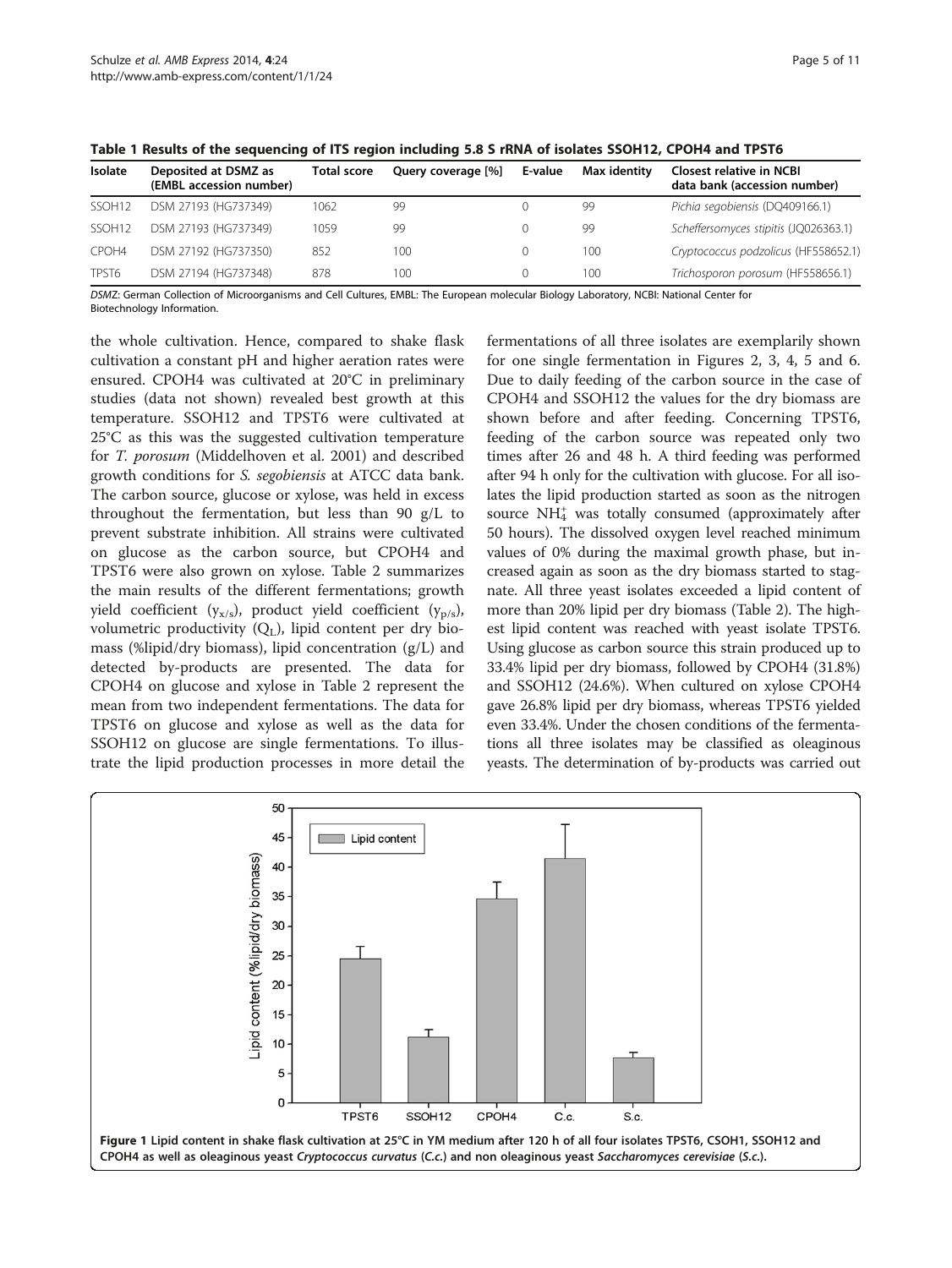**Table 1 Results of the sequencing of ITS region including 5.8 S rRNA of isolates SSOH12, CPOH4 and TPST6**

| Isolate | Deposited at DSMZ as (EMBL accession number) | Total score | Query coverage [%] | E-value | Max identity | Closest relative in NCBI data bank (accession number) |
|---|---|---|---|---|---|---|
| SSOH12 | DSM 27193 (HG737349) | 1062 | 99 | 0 | 99 | *Pichia segobiensis* (DQ409166.1) |
| SSOH12 | DSM 27193 (HG737349) | 1059 | 99 | 0 | 99 | *Scheffersomyces stipitis* (JQ026363.1) |
| CPOH4 | DSM 27192 (HG737350) | 852 | 100 | 0 | 100 | *Cryptococcus podzolicus* (HF558652.1) |
| TPST6 | DSM 27194 (HG737348) | 878 | 100 | 0 | 100 | *Trichosporon porosum* (HF558656.1) |

*DSMZ*: German Collection of Microorganisms and Cell Cultures, EMBL: The European molecular Biology Laboratory, NCBI: National Center for Biotechnology Information.

the whole cultivation. Hence, compared to shake flask cultivation a constant pH and higher aeration rates were ensured. CPOH4 was cultivated at 20°C in preliminary studies (data not shown) revealed best growth at this temperature. SSOH12 and TPST6 were cultivated at 25°C as this was the suggested cultivation temperature for *T. porosum* (Middelhoven et al. 2001) and described growth conditions for *S. segobiensis* at ATCC data bank. The carbon source, glucose or xylose, was held in excess throughout the fermentation, but less than 90 g/L to prevent substrate inhibition. All strains were cultivated on glucose as the carbon source, but CPOH4 and TPST6 were also grown on xylose. Table 2 summarizes the main results of the different fermentations; growth yield coefficient ($y_{x/s}$), product yield coefficient ($y_{p/s}$), volumetric productivity ($Q_L$), lipid content per dry biomass (%lipid/dry biomass), lipid concentration (g/L) and detected by-products are presented. The data for CPOH4 on glucose and xylose in Table 2 represent the mean from two independent fermentations. The data for TPST6 on glucose and xylose as well as the data for SSOH12 on glucose are single fermentations. To illustrate the lipid production processes in more detail the fermentations of all three isolates are exemplarily shown for one single fermentation in Figures 2, 3, 4, 5 and 6. Due to daily feeding of the carbon source in the case of CPOH4 and SSOH12 the values for the dry biomass are shown before and after feeding. Concerning TPST6, feeding of the carbon source was repeated only two times after 26 and 48 h. A third feeding was performed after 94 h only for the cultivation with glucose. For all isolates the lipid production started as soon as the nitrogen source $NH_4^+$ was totally consumed (approximately after 50 hours). The dissolved oxygen level reached minimum values of 0% during the maximal growth phase, but increased again as soon as the dry biomass started to stagnate. All three yeast isolates exceeded a lipid content of more than 20% lipid per dry biomass (Table 2). The highest lipid content was reached with yeast isolate TPST6. Using glucose as carbon source this strain produced up to 33.4% lipid per dry biomass, followed by CPOH4 (31.8%) and SSOH12 (24.6%). When cultured on xylose CPOH4 gave 26.8% lipid per dry biomass, whereas TPST6 yielded even 33.4%. Under the chosen conditions of the fermentations all three isolates may be classified as oleaginous yeasts. The determination of by-products was carried out

**Figure 1 Lipid content in shake flask cultivation at 25°C in YM medium after 120 h of all four isolates TPST6, CSOH1, SSOH12 and CPOH4 as well as oleaginous yeast *Cryptococcus curvatus* (C.c.) and non oleaginous yeast *Saccharomyces cerevisiae* (S.c.).**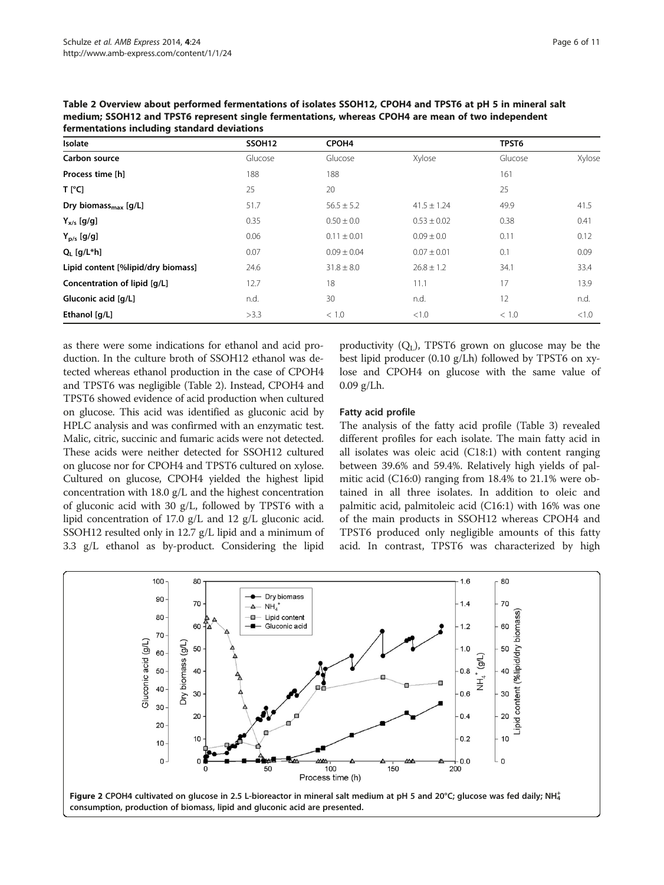**Table 2 Overview about performed fermentations of isolates SSOH12, CPOH4 and TPST6 at pH 5 in mineral salt medium; SSOH12 and TPST6 represent single fermentations, whereas CPOH4 are mean of two independent fermentations including standard deviations**

| Isolate | SSOH12 | CPOH4 | | TPST6 | |
|---|---|---|---|---|---|
| **Carbon source** | Glucose | Glucose | Xylose | Glucose | Xylose |
| **Process time [h]** | 188 | 188 | | 161 | |
| **T [°C]** | 25 | 20 | | 25 | |
| **Dry biomass$_{max}$ [g/L]** | 51.7 | 56.5 ± 5.2 | 41.5 ± 1.24 | 49.9 | 41.5 |
| **$Y_{x/s}$ [g/g]** | 0.35 | 0.50 ± 0.0 | 0.53 ± 0.02 | 0.38 | 0.41 |
| **$Y_{p/s}$ [g/g]** | 0.06 | 0.11 ± 0.01 | 0.09 ± 0.0 | 0.11 | 0.12 |
| **$Q_L$ [g/L*h]** | 0.07 | 0.09 ± 0.04 | 0.07 ± 0.01 | 0.1 | 0.09 |
| **Lipid content [%lipid/dry biomass]** | 24.6 | 31.8 ± 8.0 | 26.8 ± 1.2 | 34.1 | 33.4 |
| **Concentration of lipid [g/L]** | 12.7 | 18 | 11.1 | 17 | 13.9 |
| **Gluconic acid [g/L]** | n.d. | 30 | n.d. | 12 | n.d. |
| **Ethanol [g/L]** | >3.3 | < 1.0 | <1.0 | < 1.0 | <1.0 |

as there were some indications for ethanol and acid production. In the culture broth of SSOH12 ethanol was detected whereas ethanol production in the case of CPOH4 and TPST6 was negligible (Table 2). Instead, CPOH4 and TPST6 showed evidence of acid production when cultured on glucose. This acid was identified as gluconic acid by HPLC analysis and was confirmed with an enzymatic test. Malic, citric, succinic and fumaric acids were not detected. These acids were neither detected for SSOH12 cultured on glucose nor for CPOH4 and TPST6 cultured on xylose. Cultured on glucose, CPOH4 yielded the highest lipid concentration with 18.0 g/L and the highest concentration of gluconic acid with 30 g/L, followed by TPST6 with a lipid concentration of 17.0 g/L and 12 g/L gluconic acid. SSOH12 resulted only in 12.7 g/L lipid and a minimum of 3.3 g/L ethanol as by-product. Considering the lipid productivity ($Q_L$), TPST6 grown on glucose may be the best lipid producer (0.10 g/Lh) followed by TPST6 on xylose and CPOH4 on glucose with the same value of 0.09 g/Lh.

### Fatty acid profile

The analysis of the fatty acid profile (Table 3) revealed different profiles for each isolate. The main fatty acid in all isolates was oleic acid (C18:1) with content ranging between 39.6% and 59.4%. Relatively high yields of palmitic acid (C16:0) ranging from 18.4% to 21.1% were obtained in all three isolates. In addition to oleic and palmitic acid, palmitoleic acid (C16:1) with 16% was one of the main products in SSOH12 whereas CPOH4 and TPST6 produced only negligible amounts of this fatty acid. In contrast, TPST6 was characterized by high

**Figure 2** CPOH4 cultivated on glucose in 2.5 L-bioreactor in mineral salt medium at pH 5 and 20°C; glucose was fed daily; $NH_4^+$ consumption, production of biomass, lipid and gluconic acid are presented.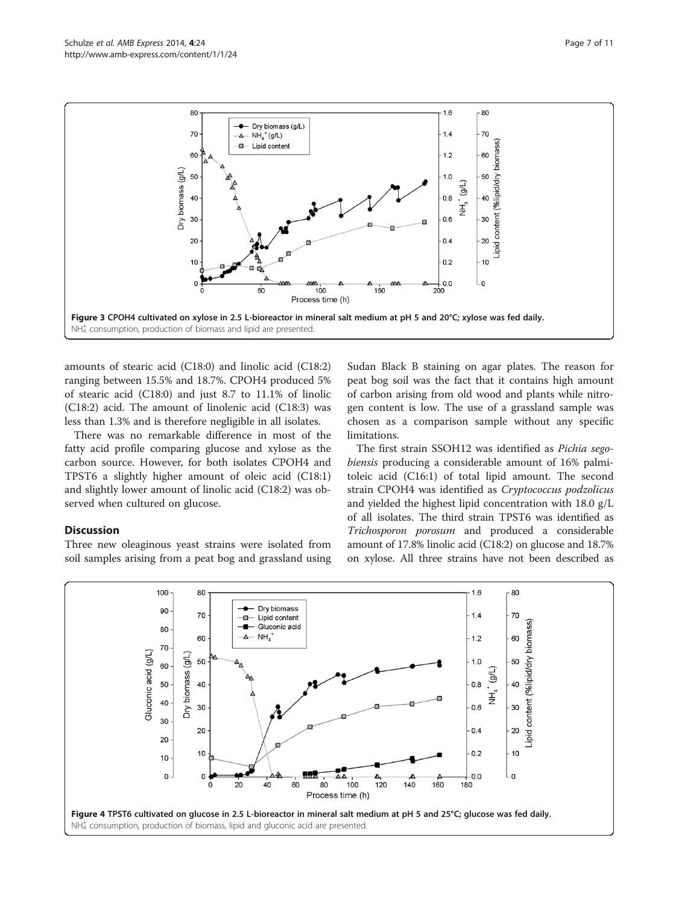Figure 3 CPOH4 cultivated on xylose in 2.5 L-bioreactor in mineral salt medium at pH 5 and 20°C; xylose was fed daily. $NH_4^+$ consumption, production of biomass and lipid are presented.

amounts of stearic acid (C18:0) and linolic acid (C18:2) ranging between 15.5% and 18.7%. CPOH4 produced 5% of stearic acid (C18:0) and just 8.7 to 11.1% of linolic (C18:2) acid. The amount of linolenic acid (C18:3) was less than 1.3% and is therefore negligible in all isolates.

There was no remarkable difference in most of the fatty acid profile comparing glucose and xylose as the carbon source. However, for both isolates CPOH4 and TPST6 a slightly higher amount of oleic acid (C18:1) and slightly lower amount of linolic acid (C18:2) was observed when cultured on glucose.

## Discussion

Three new oleaginous yeast strains were isolated from soil samples arising from a peat bog and grassland using Sudan Black B staining on agar plates. The reason for peat bog soil was the fact that it contains high amount of carbon arising from old wood and plants while nitrogen content is low. The use of a grassland sample was chosen as a comparison sample without any specific limitations.

The first strain SSOH12 was identified as *Pichia segobiensis* producing a considerable amount of 16% palmitoleic acid (C16:1) of total lipid amount. The second strain CPOH4 was identified as *Cryptococcus podzolicus* and yielded the highest lipid concentration with 18.0 g/L of all isolates. The third strain TPST6 was identified as *Trichosporon porosum* and produced a considerable amount of 17.8% linolic acid (C18:2) on glucose and 18.7% on xylose. All three strains have not been described as

Figure 4 TPST6 cultivated on glucose in 2.5 L-bioreactor in mineral salt medium at pH 5 and 25°C; glucose was fed daily. $NH_4^+$ consumption, production of biomass, lipid and gluconic acid are presented.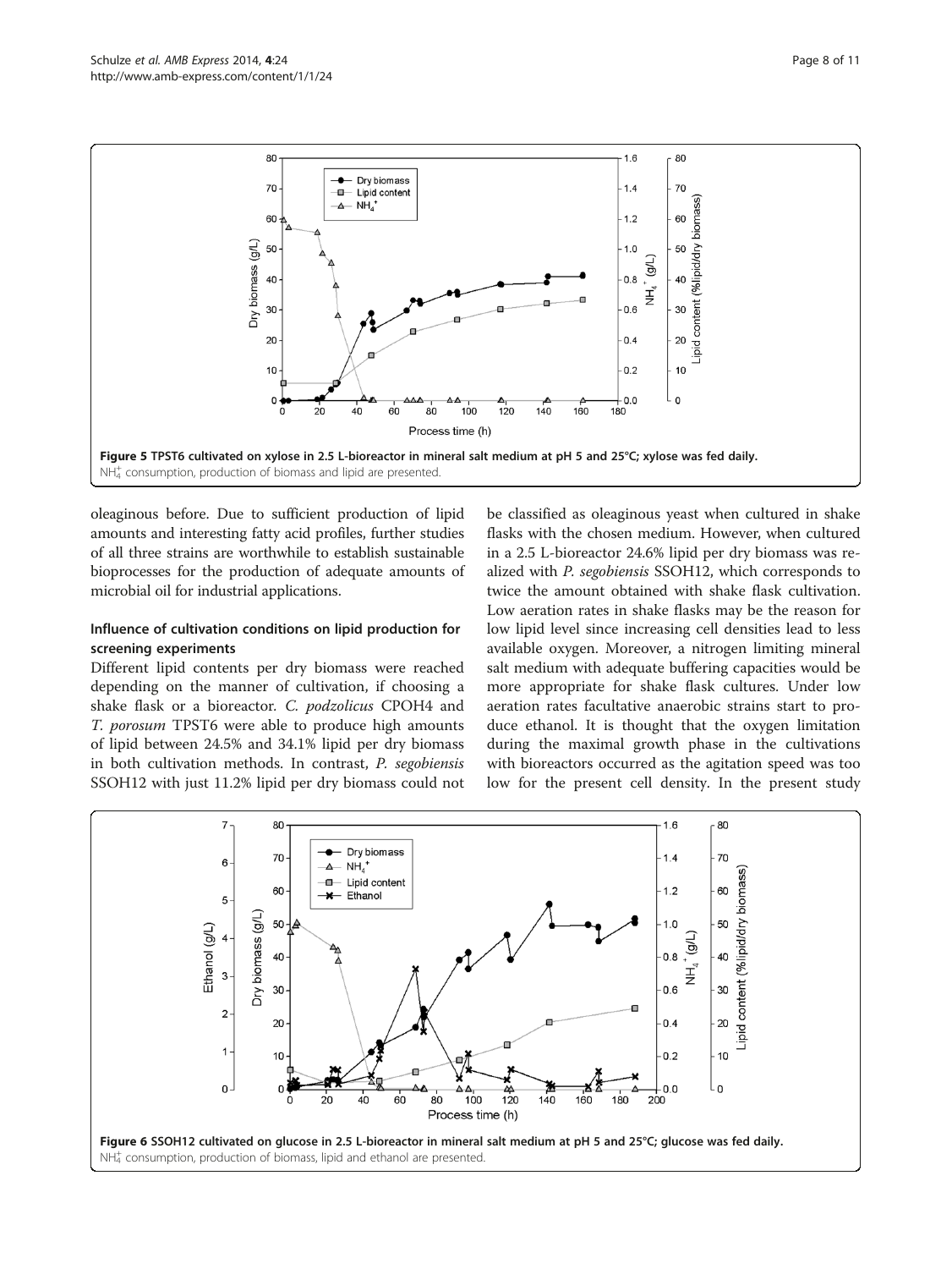**Figure 5 TPST6 cultivated on xylose in 2.5 L-bioreactor in mineral salt medium at pH 5 and 25°C; xylose was fed daily.** $NH_4^+$ consumption, production of biomass and lipid are presented.

oleaginous before. Due to sufficient production of lipid amounts and interesting fatty acid profiles, further studies of all three strains are worthwhile to establish sustainable bioprocesses for the production of adequate amounts of microbial oil for industrial applications.

### Influence of cultivation conditions on lipid production for screening experiments

Different lipid contents per dry biomass were reached depending on the manner of cultivation, if choosing a shake flask or a bioreactor. *C. podzolicus* CPOH4 and *T. porosum* TPST6 were able to produce high amounts of lipid between 24.5% and 34.1% lipid per dry biomass in both cultivation methods. In contrast, *P. segobiensis* SSOH12 with just 11.2% lipid per dry biomass could not be classified as oleaginous yeast when cultured in shake flasks with the chosen medium. However, when cultured in a 2.5 L-bioreactor 24.6% lipid per dry biomass was realized with *P. segobiensis* SSOH12, which corresponds to twice the amount obtained with shake flask cultivation. Low aeration rates in shake flasks may be the reason for low lipid level since increasing cell densities lead to less available oxygen. Moreover, a nitrogen limiting mineral salt medium with adequate buffering capacities would be more appropriate for shake flask cultures. Under low aeration rates facultative anaerobic strains start to produce ethanol. It is thought that the oxygen limitation during the maximal growth phase in the cultivations with bioreactors occurred as the agitation speed was too low for the present cell density. In the present study

**Figure 6 SSOH12 cultivated on glucose in 2.5 L-bioreactor in mineral salt medium at pH 5 and 25°C; glucose was fed daily.** $NH_4^+$ consumption, production of biomass, lipid and ethanol are presented.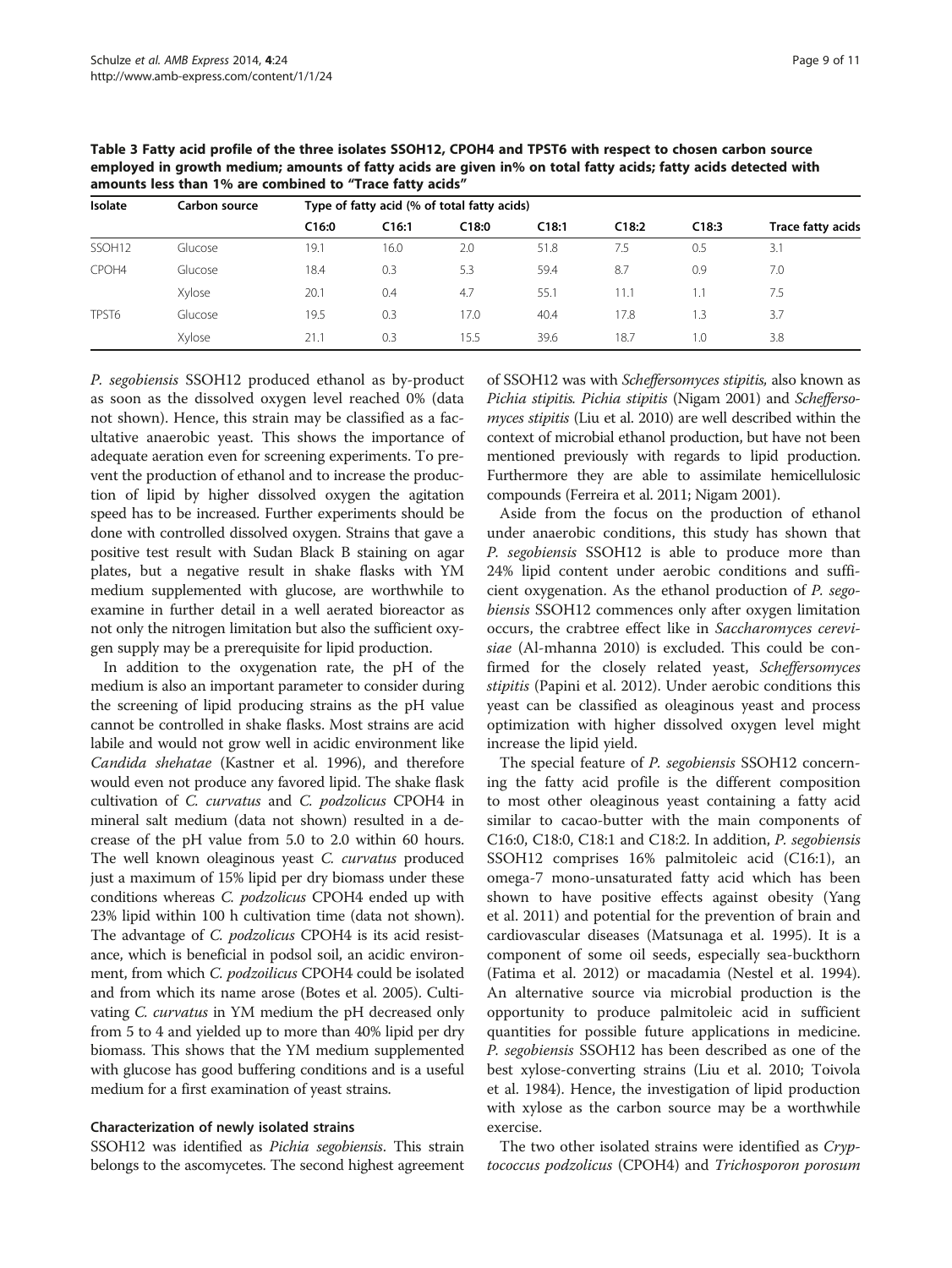**Table 3 Fatty acid profile of the three isolates SSOH12, CPOH4 and TPST6 with respect to chosen carbon source employed in growth medium; amounts of fatty acids are given in% on total fatty acids; fatty acids detected with amounts less than 1% are combined to "Trace fatty acids"**

| Isolate | Carbon source | Type of fatty acid (% of total fatty acids) | | | | | | |
|---|---|---|---|---|---|---|---|---|
| | | C16:0 | C16:1 | C18:0 | C18:1 | C18:2 | C18:3 | Trace fatty acids |
| SSOH12 | Glucose | 19.1 | 16.0 | 2.0 | 51.8 | 7.5 | 0.5 | 3.1 |
| CPOH4 | Glucose | 18.4 | 0.3 | 5.3 | 59.4 | 8.7 | 0.9 | 7.0 |
| | Xylose | 20.1 | 0.4 | 4.7 | 55.1 | 11.1 | 1.1 | 7.5 |
| TPST6 | Glucose | 19.5 | 0.3 | 17.0 | 40.4 | 17.8 | 1.3 | 3.7 |
| | Xylose | 21.1 | 0.3 | 15.5 | 39.6 | 18.7 | 1.0 | 3.8 |

*P. segobiensis* SSOH12 produced ethanol as by-product as soon as the dissolved oxygen level reached 0% (data not shown). Hence, this strain may be classified as a facultative anaerobic yeast. This shows the importance of adequate aeration even for screening experiments. To prevent the production of ethanol and to increase the production of lipid by higher dissolved oxygen the agitation speed has to be increased. Further experiments should be done with controlled dissolved oxygen. Strains that gave a positive test result with Sudan Black B staining on agar plates, but a negative result in shake flasks with YM medium supplemented with glucose, are worthwhile to examine in further detail in a well aerated bioreactor as not only the nitrogen limitation but also the sufficient oxygen supply may be a prerequisite for lipid production.

In addition to the oxygenation rate, the pH of the medium is also an important parameter to consider during the screening of lipid producing strains as the pH value cannot be controlled in shake flasks. Most strains are acid labile and would not grow well in acidic environment like *Candida shehatae* (Kastner et al. 1996), and therefore would even not produce any favored lipid. The shake flask cultivation of *C. curvatus* and *C. podzolicus* CPOH4 in mineral salt medium (data not shown) resulted in a decrease of the pH value from 5.0 to 2.0 within 60 hours. The well known oleaginous yeast *C. curvatus* produced just a maximum of 15% lipid per dry biomass under these conditions whereas *C. podzolicus* CPOH4 ended up with 23% lipid within 100 h cultivation time (data not shown). The advantage of *C. podzolicus* CPOH4 is its acid resistance, which is beneficial in podsol soil, an acidic environment, from which *C. podzoilicus* CPOH4 could be isolated and from which its name arose (Botes et al. 2005). Cultivating *C. curvatus* in YM medium the pH decreased only from 5 to 4 and yielded up to more than 40% lipid per dry biomass. This shows that the YM medium supplemented with glucose has good buffering conditions and is a useful medium for a first examination of yeast strains.

### Characterization of newly isolated strains

SSOH12 was identified as *Pichia segobiensis*. This strain belongs to the ascomycetes. The second highest agreement of SSOH12 was with *Scheffersomyces stipitis*, also known as *Pichia stipitis*. *Pichia stipitis* (Nigam 2001) and *Scheffersomyces stipitis* (Liu et al. 2010) are well described within the context of microbial ethanol production, but have not been mentioned previously with regards to lipid production. Furthermore they are able to assimilate hemicellulosic compounds (Ferreira et al. 2011; Nigam 2001).

Aside from the focus on the production of ethanol under anaerobic conditions, this study has shown that *P. segobiensis* SSOH12 is able to produce more than 24% lipid content under aerobic conditions and sufficient oxygenation. As the ethanol production of *P. segobiensis* SSOH12 commences only after oxygen limitation occurs, the crabtree effect like in *Saccharomyces cerevisiae* (Al-mhanna 2010) is excluded. This could be confirmed for the closely related yeast, *Scheffersomyces stipitis* (Papini et al. 2012). Under aerobic conditions this yeast can be classified as oleaginous yeast and process optimization with higher dissolved oxygen level might increase the lipid yield.

The special feature of *P. segobiensis* SSOH12 concerning the fatty acid profile is the different composition to most other oleaginous yeast containing a fatty acid similar to cacao-butter with the main components of C16:0, C18:0, C18:1 and C18:2. In addition, *P. segobiensis* SSOH12 comprises 16% palmitoleic acid (C16:1), an omega-7 mono-unsaturated fatty acid which has been shown to have positive effects against obesity (Yang et al. 2011) and potential for the prevention of brain and cardiovascular diseases (Matsunaga et al. 1995). It is a component of some oil seeds, especially sea-buckthorn (Fatima et al. 2012) or macadamia (Nestel et al. 1994). An alternative source via microbial production is the opportunity to produce palmitoleic acid in sufficient quantities for possible future applications in medicine. *P. segobiensis* SSOH12 has been described as one of the best xylose-converting strains (Liu et al. 2010; Toivola et al. 1984). Hence, the investigation of lipid production with xylose as the carbon source may be a worthwhile exercise.

The two other isolated strains were identified as *Cryptococcus podzolicus* (CPOH4) and *Trichosporon porosum*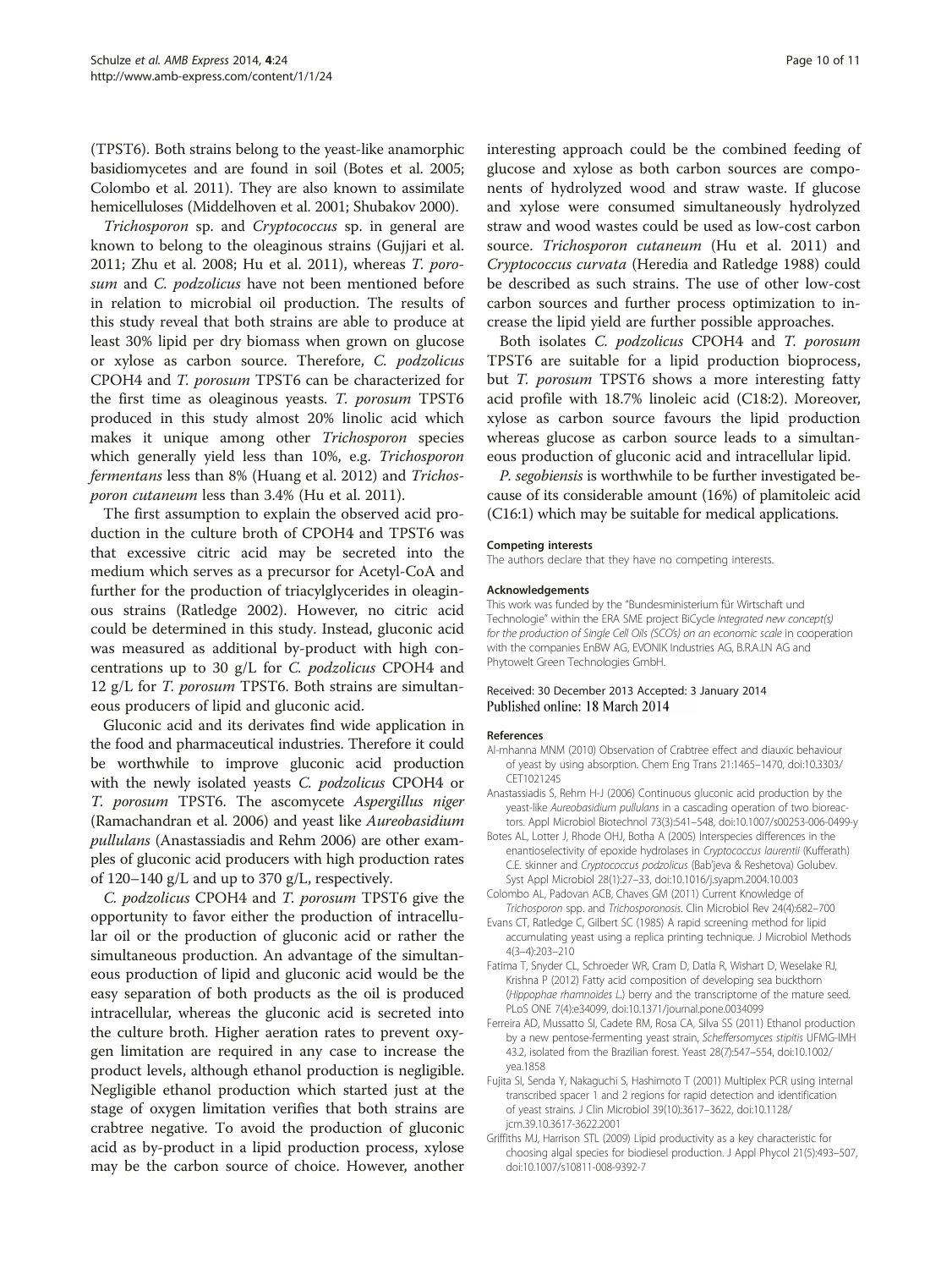(TPST6). Both strains belong to the yeast-like anamorphic basidiomycetes and are found in soil (Botes et al. 2005; Colombo et al. 2011). They are also known to assimilate hemicelluloses (Middelhoven et al. 2001; Shubakov 2000).

*Trichosporon* sp. and *Cryptococcus* sp. in general are known to belong to the oleaginous strains (Gujjari et al. 2011; Zhu et al. 2008; Hu et al. 2011), whereas *T. porosum* and *C. podzolicus* have not been mentioned before in relation to microbial oil production. The results of this study reveal that both strains are able to produce at least 30% lipid per dry biomass when grown on glucose or xylose as carbon source. Therefore, *C. podzolicus* CPOH4 and *T. porosum* TPST6 can be characterized for the first time as oleaginous yeasts. *T. porosum* TPST6 produced in this study almost 20% linolic acid which makes it unique among other *Trichosporon* species which generally yield less than 10%, e.g. *Trichosporon fermentans* less than 8% (Huang et al. 2012) and *Trichosporon cutaneum* less than 3.4% (Hu et al. 2011).

The first assumption to explain the observed acid production in the culture broth of CPOH4 and TPST6 was that excessive citric acid may be secreted into the medium which serves as a precursor for Acetyl-CoA and further for the production of triacylglycerides in oleaginous strains (Ratledge 2002). However, no citric acid could be determined in this study. Instead, gluconic acid was measured as additional by-product with high concentrations up to 30 g/L for *C. podzolicus* CPOH4 and 12 g/L for *T. porosum* TPST6. Both strains are simultaneous producers of lipid and gluconic acid.

Gluconic acid and its derivates find wide application in the food and pharmaceutical industries. Therefore it could be worthwhile to improve gluconic acid production with the newly isolated yeasts *C. podzolicus* CPOH4 or *T. porosum* TPST6. The ascomycete *Aspergillus niger* (Ramachandran et al. 2006) and yeast like *Aureobasidium pullulans* (Anastassiadis and Rehm 2006) are other examples of gluconic acid producers with high production rates of 120–140 g/L and up to 370 g/L, respectively.

*C. podzolicus* CPOH4 and *T. porosum* TPST6 give the opportunity to favor either the production of intracellular oil or the production of gluconic acid or rather the simultaneous production. An advantage of the simultaneous production of lipid and gluconic acid would be the easy separation of both products as the oil is produced intracellular, whereas the gluconic acid is secreted into the culture broth. Higher aeration rates to prevent oxygen limitation are required in any case to increase the product levels, although ethanol production is negligible. Negligible ethanol production which started just at the stage of oxygen limitation verifies that both strains are crabtree negative. To avoid the production of gluconic acid as by-product in a lipid production process, xylose may be the carbon source of choice. However, another interesting approach could be the combined feeding of glucose and xylose as both carbon sources are components of hydrolyzed wood and straw waste. If glucose and xylose were consumed simultaneously hydrolyzed straw and wood wastes could be used as low-cost carbon source. *Trichosporon cutaneum* (Hu et al. 2011) and *Cryptococcus curvata* (Heredia and Ratledge 1988) could be described as such strains. The use of other low-cost carbon sources and further process optimization to increase the lipid yield are further possible approaches.

Both isolates *C. podzolicus* CPOH4 and *T. porosum* TPST6 are suitable for a lipid production bioprocess, but *T. porosum* TPST6 shows a more interesting fatty acid profile with 18.7% linoleic acid (C18:2). Moreover, xylose as carbon source favours the lipid production whereas glucose as carbon source leads to a simultaneous production of gluconic acid and intracellular lipid.

*P. segobiensis* is worthwhile to be further investigated because of its considerable amount (16%) of plamitoleic acid (C16:1) which may be suitable for medical applications.

#### Competing interests
The authors declare that they have no competing interests.

#### Acknowledgements
This work was funded by the "Bundesministerium für Wirtschaft und Technologie" within the ERA SME project BiCycle *Integrated new concept(s) for the production of Single Cell Oils (SCO's) on an economic scale* in cooperation with the companies EnBW AG, EVONIK Industries AG, B.R.A.I.N AG and Phytowelt Green Technologies GmbH.

Received: 30 December 2013 Accepted: 3 January 2014
Published online: 18 March 2014

#### References
- Al-mhanna MNM (2010) Observation of Crabtree effect and diauxic behaviour of yeast by using absorption. Chem Eng Trans 21:1465–1470, doi:10.3303/CET1021245
- Anastassiadis S, Rehm H-J (2006) Continuous gluconic acid production by the yeast-like *Aureobasidium pullulans* in a cascading operation of two bioreactors. Appl Microbiol Biotechnol 73(3):541–548, doi:10.1007/s00253-006-0499-y
- Botes AL, Lotter J, Rhode OHJ, Botha A (2005) Interspecies differences in the enantioselectivity of epoxide hydrolases in *Cryptococcus laurentii* (Kufferath) C.E. skinner and *Cryptococcus podzolicus* (Bab'jeva & Reshetova) Golubev. Syst Appl Microbiol 28(1):27–33, doi:10.1016/j.syapm.2004.10.003
- Colombo AL, Padovan ACB, Chaves GM (2011) Current Knowledge of *Trichosporon* spp. and *Trichosporonosis*. Clin Microbiol Rev 24(4):682–700
- Evans CT, Ratledge C, Gilbert SC (1985) A rapid screening method for lipid accumulating yeast using a replica printing technique. J Microbiol Methods 4(3–4):203–210
- Fatima T, Snyder CL, Schroeder WR, Cram D, Datla R, Wishart D, Weselake RJ, Krishna P (2012) Fatty acid composition of developing sea buckthorn (*Hippophae rhamnoides L.*) berry and the transcriptome of the mature seed. PLoS ONE 7(4):e34099, doi:10.1371/journal.pone.0034099
- Ferreira AD, Mussatto SI, Cadete RM, Rosa CA, Silva SS (2011) Ethanol production by a new pentose-fermenting yeast strain, *Scheffersomyces stipitis* UFMG-IMH 43.2, isolated from the Brazilian forest. Yeast 28(7):547–554, doi:10.1002/yea.1858
- Fujita SI, Senda Y, Nakaguchi S, Hashimoto T (2001) Multiplex PCR using internal transcribed spacer 1 and 2 regions for rapid detection and identification of yeast strains. J Clin Microbiol 39(10):3617–3622, doi:10.1128/jcm.39.10.3617-3622.2001
- Griffiths MJ, Harrison STL (2009) Lipid productivity as a key characteristic for choosing algal species for biodiesel production. J Appl Phycol 21(5):493–507, doi:10.1007/s10811-008-9392-7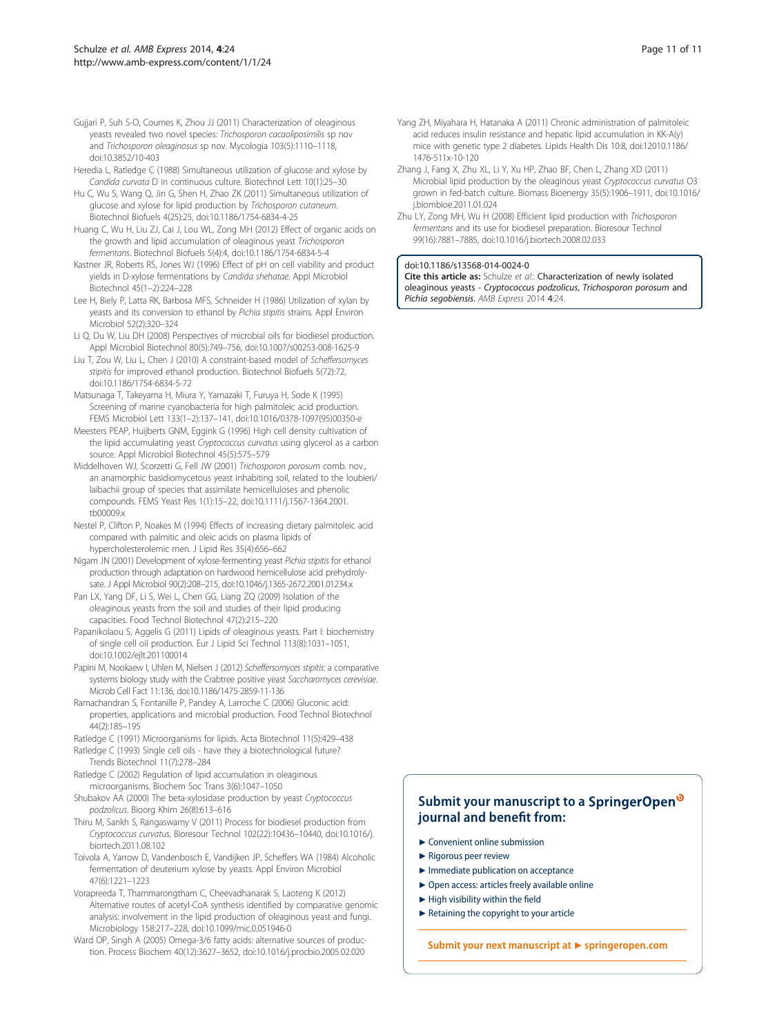Gujjari P, Suh S-O, Coumes K, Zhou JJ (2011) Characterization of oleaginous yeasts revealed two novel species: *Trichosporon cacaoliposimilis* sp nov and *Trichosporon oleaginosus* sp nov. Mycologia 103(5):1110–1118, doi:10.3852/10-403

Heredia L, Ratledge C (1988) Simultaneous utilization of glucose and xylose by *Candida curvata* D in continuous culture. Biotechnol Lett 10(1):25–30

Hu C, Wu S, Wang Q, Jin G, Shen H, Zhao ZK (2011) Simultaneous utilization of glucose and xylose for lipid production by *Trichosporon cutaneum*. Biotechnol Biofuels 4(25):25, doi:10.1186/1754-6834-4-25

Huang C, Wu H, Liu ZJ, Cai J, Lou WL, Zong MH (2012) Effect of organic acids on the growth and lipid accumulation of oleaginous yeast *Trichosporon fermentans*. Biotechnol Biofuels 5(4):4, doi:10.1186/1754-6834-5-4

Kastner JR, Roberts RS, Jones WJ (1996) Effect of pH on cell viability and product yields in D-xylose fermentations by *Candida shehatae*. Appl Microbiol Biotechnol 45(1–2):224–228

Lee H, Biely P, Latta RK, Barbosa MFS, Schneider H (1986) Utilization of xylan by yeasts and its conversion to ethanol by *Pichia stipitis* strains. Appl Environ Microbiol 52(2):320–324

Li Q, Du W, Liu DH (2008) Perspectives of microbial oils for biodiesel production. Appl Microbiol Biotechnol 80(5):749–756, doi:10.1007/s00253-008-1625-9

Liu T, Zou W, Liu L, Chen J (2010) A constraint-based model of *Scheffersomyces stipitis* for improved ethanol production. Biotechnol Biofuels 5(72):72, doi:10.1186/1754-6834-5-72

Matsunaga T, Takeyama H, Miura Y, Yamazaki T, Furuya H, Sode K (1995) Screening of marine cyanobacteria for high palmitoleic acid production. FEMS Microbiol Lett 133(1–2):137–141, doi:10.1016/0378-1097(95)00350-e

Meesters PEAP, Huijberts GNM, Eggink G (1996) High cell density cultivation of the lipid accumulating yeast *Cryptococcus curvatus* using glycerol as a carbon source. Appl Microbiol Biotechnol 45(5):575–579

Middelhoven WJ, Scorzetti G, Fell JW (2001) *Trichosporon porosum* comb. nov., an anamorphic basidiomycetous yeast inhabiting soil, related to the loubieri/laibachii group of species that assimilate hemicelluloses and phenolic compounds. FEMS Yeast Res 1(1):15–22, doi:10.1111/j.1567-1364.2001.tb00009.x

Nestel P, Clifton P, Noakes M (1994) Effects of increasing dietary palmitoleic acid compared with palmitic and oleic acids on plasma lipids of hypercholesterolemic men. J Lipid Res 35(4):656–662

Nigam JN (2001) Development of xylose-fermenting yeast *Pichia stipitis* for ethanol production through adaptation on hardwood hemicellulose acid prehydrolysate. J Appl Microbiol 90(2):208–215, doi:10.1046/j.1365-2672.2001.01234.x

Pan LX, Yang DF, Li S, Wei L, Chen GG, Liang ZQ (2009) Isolation of the oleaginous yeasts from the soil and studies of their lipid producing capacities. Food Technol Biotechnol 47(2):215–220

Papanikolaou S, Aggelis G (2011) Lipids of oleaginous yeasts. Part I: biochemistry of single cell oil production. Eur J Lipid Sci Technol 113(8):1031–1051, doi:10.1002/ejlt.201100014

Papini M, Nookaew I, Uhlen M, Nielsen J (2012) *Scheffersomyces stipitis*: a comparative systems biology study with the Crabtree positive yeast *Saccharomyces cerevisiae*. Microb Cell Fact 11:136, doi:10.1186/1475-2859-11-136

Ramachandran S, Fontanille P, Pandey A, Larroche C (2006) Gluconic acid: properties, applications and microbial production. Food Technol Biotechnol 44(2):185–195

Ratledge C (1991) Microorganisms for lipids. Acta Biotechnol 11(5):429–438

Ratledge C (1993) Single cell oils - have they a biotechnological future? Trends Biotechnol 11(7):278–284

Ratledge C (2002) Regulation of lipid accumulation in oleaginous microorganisms. Biochem Soc Trans 3(6):1047–1050

Shubakov AA (2000) The beta-xylosidase production by yeast *Cryptococcus podzolicus*. Bioorg Khim 26(8):613–616

Thiru M, Sankh S, Rangaswamy V (2011) Process for biodiesel production from *Cryptococcus curvatus*. Bioresour Technol 102(22):10436–10440, doi:10.1016/j.biortech.2011.08.102

Toivola A, Yarrow D, Vandenbosch E, Vandijken JP, Scheffers WA (1984) Alcoholic fermentation of deuterium xylose by yeasts. Appl Environ Microbiol 47(6):1221–1223

Vorapreeda T, Thammarongtham C, Cheevadhanarak S, Laoteng K (2012) Alternative routes of acetyl-CoA synthesis identified by comparative genomic analysis: involvement in the lipid production of oleaginous yeast and fungi. Microbiology 158:217–228, doi:10.1099/mic.0.051946-0

Ward OP, Singh A (2005) Omega-3/6 fatty acids: alternative sources of production. Process Biochem 40(12):3627–3652, doi:10.1016/j.procbio.2005.02.020

Yang ZH, Miyahara H, Hatanaka A (2011) Chronic administration of palmitoleic acid reduces insulin resistance and hepatic lipid accumulation in KK-A(y) mice with genetic type 2 diabetes. Lipids Health Dis 10:8, doi:12010.1186/1476-511x-10-120

Zhang J, Fang X, Zhu XL, Li Y, Xu HP, Zhao BF, Chen L, Zhang XD (2011) Microbial lipid production by the oleaginous yeast *Cryptococcus curvatus* O3 grown in fed-batch culture. Biomass Bioenergy 35(5):1906–1911, doi:10.1016/j.biombioe.2011.01.024

Zhu LY, Zong MH, Wu H (2008) Efficient lipid production with *Trichosporon fermentans* and its use for biodiesel preparation. Bioresour Technol 99(16):7881–7885, doi:10.1016/j.biortech.2008.02.033

doi:10.1186/s13568-014-0024-0

**Cite this article as:** Schulze *et al.*: Characterization of newly isolated oleaginous yeasts - *Cryptococcus podzolicus*, *Trichosporon porosum* and *Pichia segobiensis*. *AMB Express* 2014 **4**:24.

**Submit your manuscript to a SpringerOpen journal and benefit from:**

- ► Convenient online submission
- ► Rigorous peer review
- ► Immediate publication on acceptance
- ► Open access: articles freely available online
- ► High visibility within the field
- ► Retaining the copyright to your article

**Submit your next manuscript at ► springeropen.com**